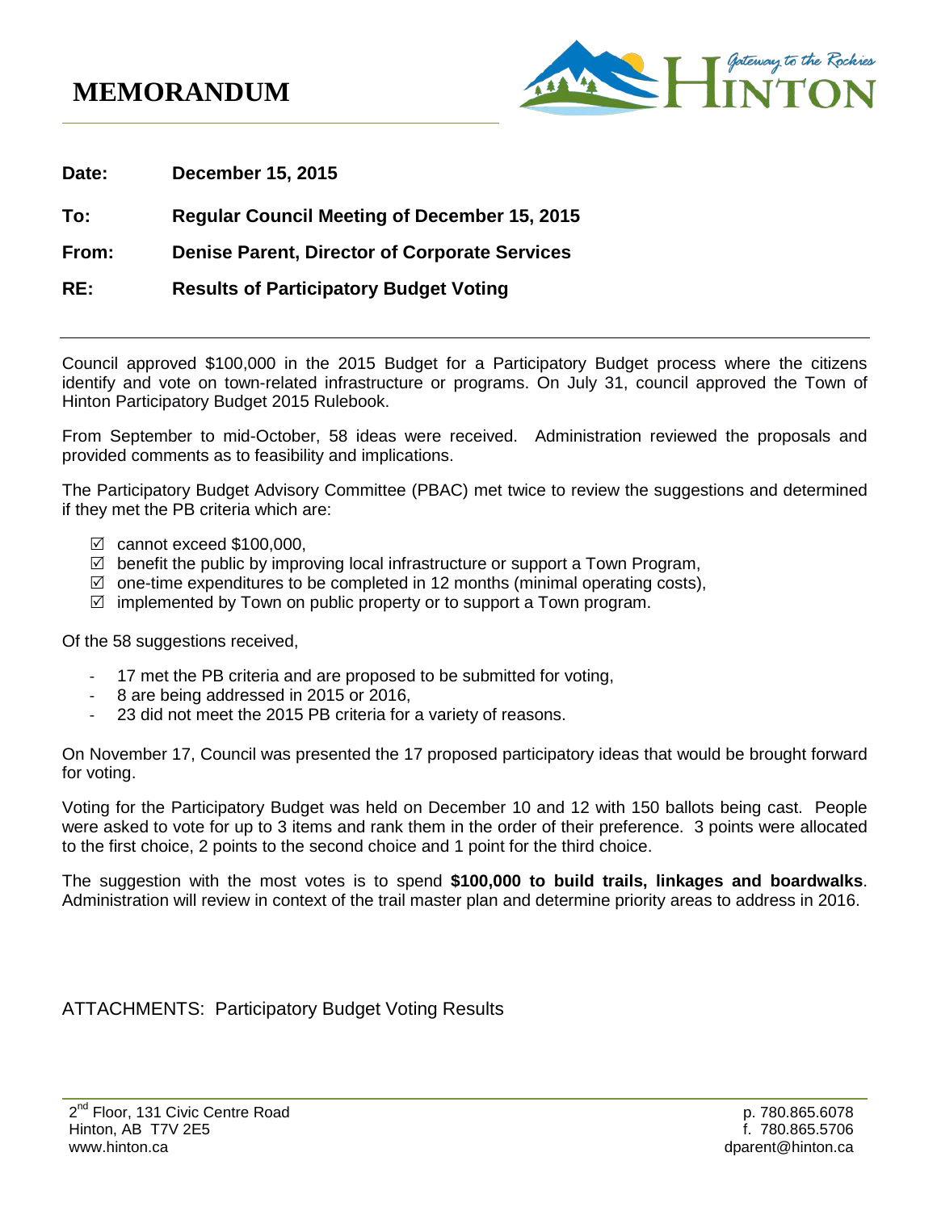# MEMORANDUM

**Date:** December 15, 2015

**To:** Regular Council Meeting of December 15, 2015

**From:** Denise Parent, Director of Corporate Services

**RE:** Results of Participatory Budget Voting

---

Council approved $100,000 in the 2015 Budget for a Participatory Budget process where the citizens identify and vote on town-related infrastructure or programs. On July 31, council approved the Town of Hinton Participatory Budget 2015 Rulebook.

From September to mid-October, 58 ideas were received. Administration reviewed the proposals and provided comments as to feasibility and implications.

The Participatory Budget Advisory Committee (PBAC) met twice to review the suggestions and determined if they met the PB criteria which are:

- ☑ cannot exceed $100,000,
- ☑ benefit the public by improving local infrastructure or support a Town Program,
- ☑ one-time expenditures to be completed in 12 months (minimal operating costs),
- ☑ implemented by Town on public property or to support a Town program.

Of the 58 suggestions received,

- 17 met the PB criteria and are proposed to be submitted for voting,
- 8 are being addressed in 2015 or 2016,
- 23 did not meet the 2015 PB criteria for a variety of reasons.

On November 17, Council was presented the 17 proposed participatory ideas that would be brought forward for voting.

Voting for the Participatory Budget was held on December 10 and 12 with 150 ballots being cast. People were asked to vote for up to 3 items and rank them in the order of their preference. 3 points were allocated to the first choice, 2 points to the second choice and 1 point for the third choice.

The suggestion with the most votes is to spend **$100,000 to build trails, linkages and boardwalks**. Administration will review in context of the trail master plan and determine priority areas to address in 2016.

ATTACHMENTS: Participatory Budget Voting Results

---

2nd Floor, 131 Civic Centre Road
Hinton, AB T7V 2E5
www.hinton.ca

p. 780.865.6078
f. 780.865.5706
dparent@hinton.ca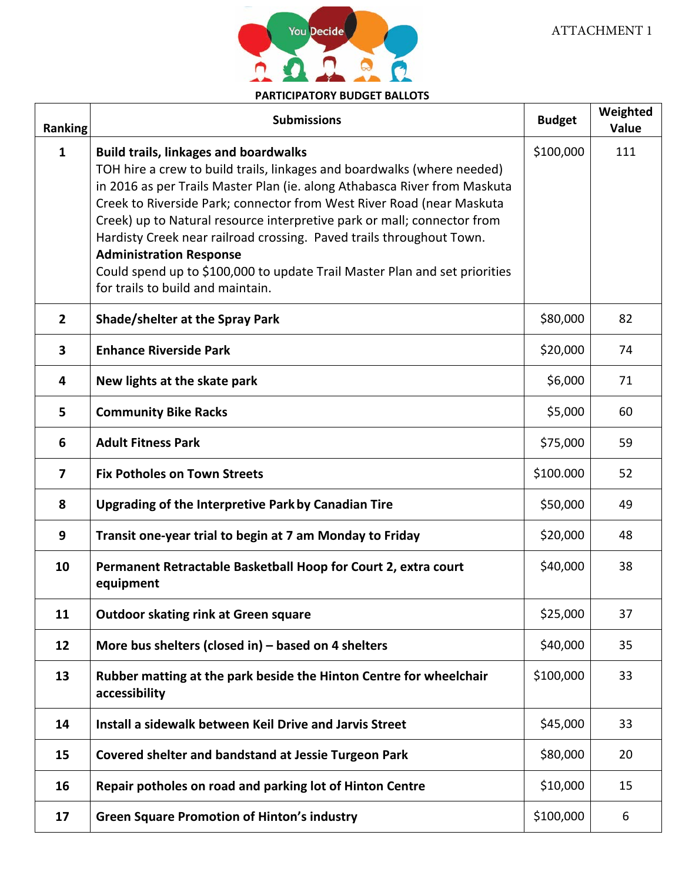ATTACHMENT 1

You Decide

**PARTICIPATORY BUDGET BALLOTS**

| Ranking | Submissions | Budget | Weighted Value |
|---|---|---|---|
| 1 | **Build trails, linkages and boardwalks**<br>TOH hire a crew to build trails, linkages and boardwalks (where needed) in 2016 as per Trails Master Plan (ie. along Athabasca River from Maskuta Creek to Riverside Park; connector from West River Road (near Maskuta Creek) up to Natural resource interpretive park or mall; connector from Hardisty Creek near railroad crossing. Paved trails throughout Town.<br>**Administration Response**<br>Could spend up to $100,000 to update Trail Master Plan and set priorities for trails to build and maintain. | $100,000 | 111 |
| 2 | **Shade/shelter at the Spray Park** | $80,000 | 82 |
| 3 | **Enhance Riverside Park** | $20,000 | 74 |
| 4 | **New lights at the skate park** | $6,000 | 71 |
| 5 | **Community Bike Racks** | $5,000 | 60 |
| 6 | **Adult Fitness Park** | $75,000 | 59 |
| 7 | **Fix Potholes on Town Streets** | $100.000 | 52 |
| 8 | **Upgrading of the Interpretive Park by Canadian Tire** | $50,000 | 49 |
| 9 | **Transit one-year trial to begin at 7 am Monday to Friday** | $20,000 | 48 |
| 10 | **Permanent Retractable Basketball Hoop for Court 2, extra court equipment** | $40,000 | 38 |
| 11 | **Outdoor skating rink at Green square** | $25,000 | 37 |
| 12 | **More bus shelters (closed in) – based on 4 shelters** | $40,000 | 35 |
| 13 | **Rubber matting at the park beside the Hinton Centre for wheelchair accessibility** | $100,000 | 33 |
| 14 | **Install a sidewalk between Keil Drive and Jarvis Street** | $45,000 | 33 |
| 15 | **Covered shelter and bandstand at Jessie Turgeon Park** | $80,000 | 20 |
| 16 | **Repair potholes on road and parking lot of Hinton Centre** | $10,000 | 15 |
| 17 | **Green Square Promotion of Hinton's industry** | $100,000 | 6 |